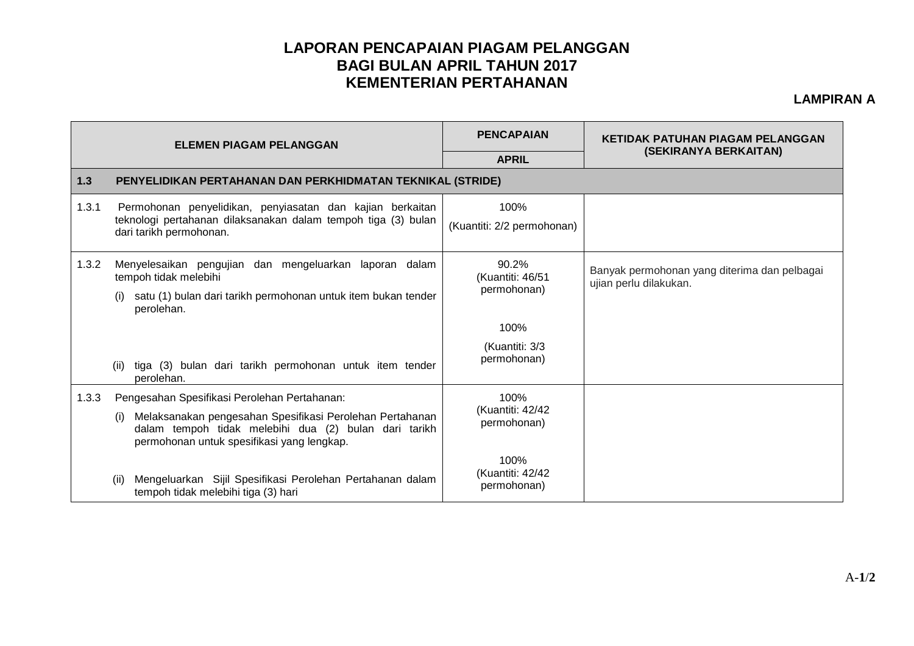# LAPORAN PENCAPAIAN PIAGAM PELANGGAN
# BAGI BULAN APRIL TAHUN 2017
# KEMENTERIAN PERTAHANAN

**LAMPIRAN A**

| ELEMEN PIAGAM PELANGGAN | | PENCAPAIAN | KETIDAK PATUHAN PIAGAM PELANGGAN (SEKIRANYA BERKAITAN) |
|---|---|---|---|
| | | APRIL | |
| **1.3** | **PENYELIDIKAN PERTAHANAN DAN PERKHIDMATAN TEKNIKAL (STRIDE)** | | |
| 1.3.1 | Permohonan penyelidikan, penyiasatan dan kajian berkaitan teknologi pertahanan dilaksanakan dalam tempoh tiga (3) bulan dari tarikh permohonan. | 100% (Kuantiti: 2/2 permohonan) | |
| 1.3.2 | Menyelesaikan pengujian dan mengeluarkan laporan dalam tempoh tidak melebihi | | Banyak permohonan yang diterima dan pelbagai ujian perlu dilakukan. |
| | (i) satu (1) bulan dari tarikh permohonan untuk item bukan tender perolehan. | 90.2% (Kuantiti: 46/51 permohonan) | |
| | (ii) tiga (3) bulan dari tarikh permohonan untuk item tender perolehan. | 100% (Kuantiti: 3/3 permohonan) | |
| 1.3.3 | Pengesahan Spesifikasi Perolehan Pertahanan: | | |
| | (i) Melaksanakan pengesahan Spesifikasi Perolehan Pertahanan dalam tempoh tidak melebihi dua (2) bulan dari tarikh permohonan untuk spesifikasi yang lengkap. | 100% (Kuantiti: 42/42 permohonan) | |
| | (ii) Mengeluarkan Sijil Spesifikasi Perolehan Pertahanan dalam tempoh tidak melebihi tiga (3) hari | 100% (Kuantiti: 42/42 permohonan) | |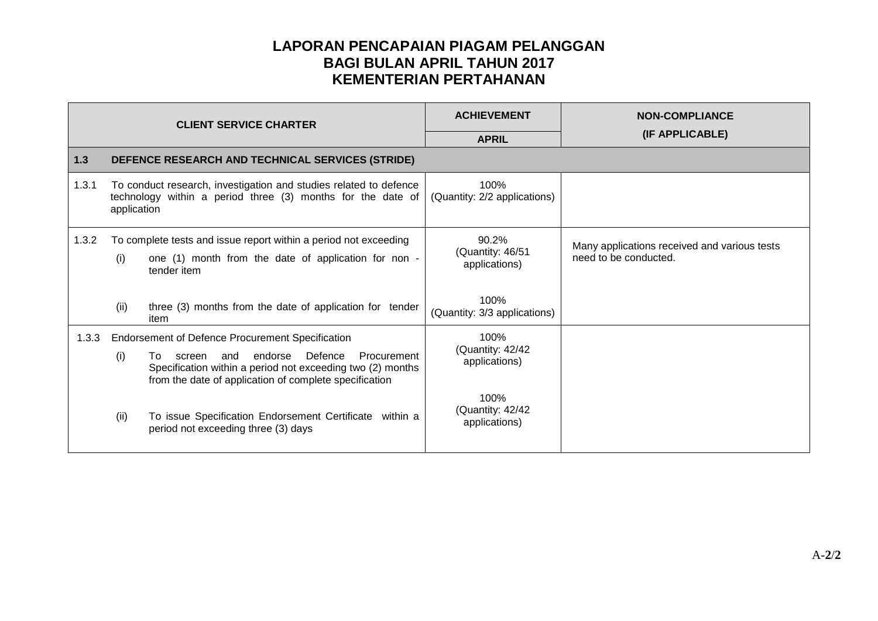# LAPORAN PENCAPAIAN PIAGAM PELANGGAN
# BAGI BULAN APRIL TAHUN 2017
# KEMENTERIAN PERTAHANAN

| CLIENT SERVICE CHARTER | ACHIEVEMENT | NON-COMPLIANCE (IF APPLICABLE) |
|---|---|---|
| | **APRIL** | |
| **1.3 DEFENCE RESEARCH AND TECHNICAL SERVICES (STRIDE)** | | |
| 1.3.1 To conduct research, investigation and studies related to defence technology within a period three (3) months for the date of application | 100% (Quantity: 2/2 applications) | |
| 1.3.2 To complete tests and issue report within a period not exceeding (i) one (1) month from the date of application for non - tender item | 90.2% (Quantity: 46/51 applications) | Many applications received and various tests need to be conducted. |
| (ii) three (3) months from the date of application for tender item | 100% (Quantity: 3/3 applications) | |
| 1.3.3 Endorsement of Defence Procurement Specification (i) To screen and endorse Defence Procurement Specification within a period not exceeding two (2) months from the date of application of complete specification | 100% (Quantity: 42/42 applications) | |
| (ii) To issue Specification Endorsement Certificate within a period not exceeding three (3) days | 100% (Quantity: 42/42 applications) | |